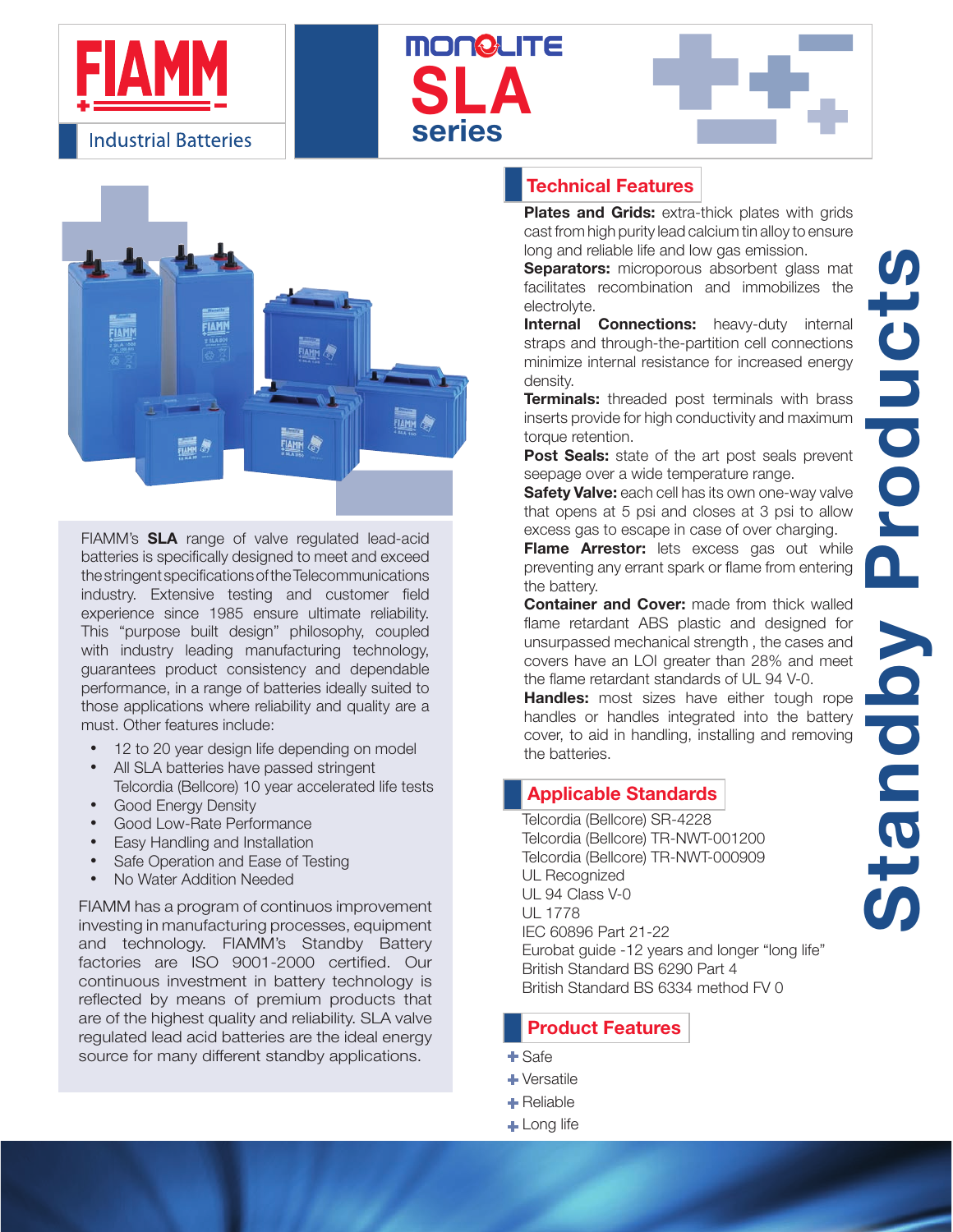# FIAMM

Industrial Batteries

## MONOLITE SLA series

FIAMM's **SLA** range of valve regulated lead-acid batteries is specifically designed to meet and exceed the stringent specifications of the Telecommunications industry. Extensive testing and customer field experience since 1985 ensure ultimate reliability. This "purpose built design" philosophy, coupled with industry leading manufacturing technology, guarantees product consistency and dependable performance, in a range of batteries ideally suited to those applications where reliability and quality are a must. Other features include:

- 12 to 20 year design life depending on model
- All SLA batteries have passed stringent Telcordia (Bellcore) 10 year accelerated life tests
- Good Energy Density
- Good Low-Rate Performance
- Easy Handling and Installation
- Safe Operation and Ease of Testing
- No Water Addition Needed

FIAMM has a program of continuos improvement investing in manufacturing processes, equipment and technology. FIAMM's Standby Battery factories are ISO 9001-2000 certified. Our continuous investment in battery technology is reflected by means of premium products that are of the highest quality and reliability. SLA valve regulated lead acid batteries are the ideal energy source for many different standby applications.

## Technical Features

**Plates and Grids:** extra-thick plates with grids cast from high purity lead calcium tin alloy to ensure long and reliable life and low gas emission.
**Separators:** microporous absorbent glass mat facilitates recombination and immobilizes the electrolyte.
**Internal Connections:** heavy-duty internal straps and through-the-partition cell connections minimize internal resistance for increased energy density.
**Terminals:** threaded post terminals with brass inserts provide for high conductivity and maximum torque retention.
**Post Seals:** state of the art post seals prevent seepage over a wide temperature range.
**Safety Valve:** each cell has its own one-way valve that opens at 5 psi and closes at 3 psi to allow excess gas to escape in case of over charging.
**Flame Arrestor:** lets excess gas out while preventing any errant spark or flame from entering the battery.
**Container and Cover:** made from thick walled flame retardant ABS plastic and designed for unsurpassed mechanical strength , the cases and covers have an LOI greater than 28% and meet the flame retardant standards of UL 94 V-0.
**Handles:** most sizes have either tough rope handles or handles integrated into the battery cover, to aid in handling, installing and removing the batteries.

## Applicable Standards

Telcordia (Bellcore) SR-4228
Telcordia (Bellcore) TR-NWT-001200
Telcordia (Bellcore) TR-NWT-000909
UL Recognized
UL 94 Class V-0
UL 1778
IEC 60896 Part 21-22
Eurobat guide -12 years and longer "long life"
British Standard BS 6290 Part 4
British Standard BS 6334 method FV 0

## Product Features

- Safe
- Versatile
- Reliable
- Long life

**Standby Products**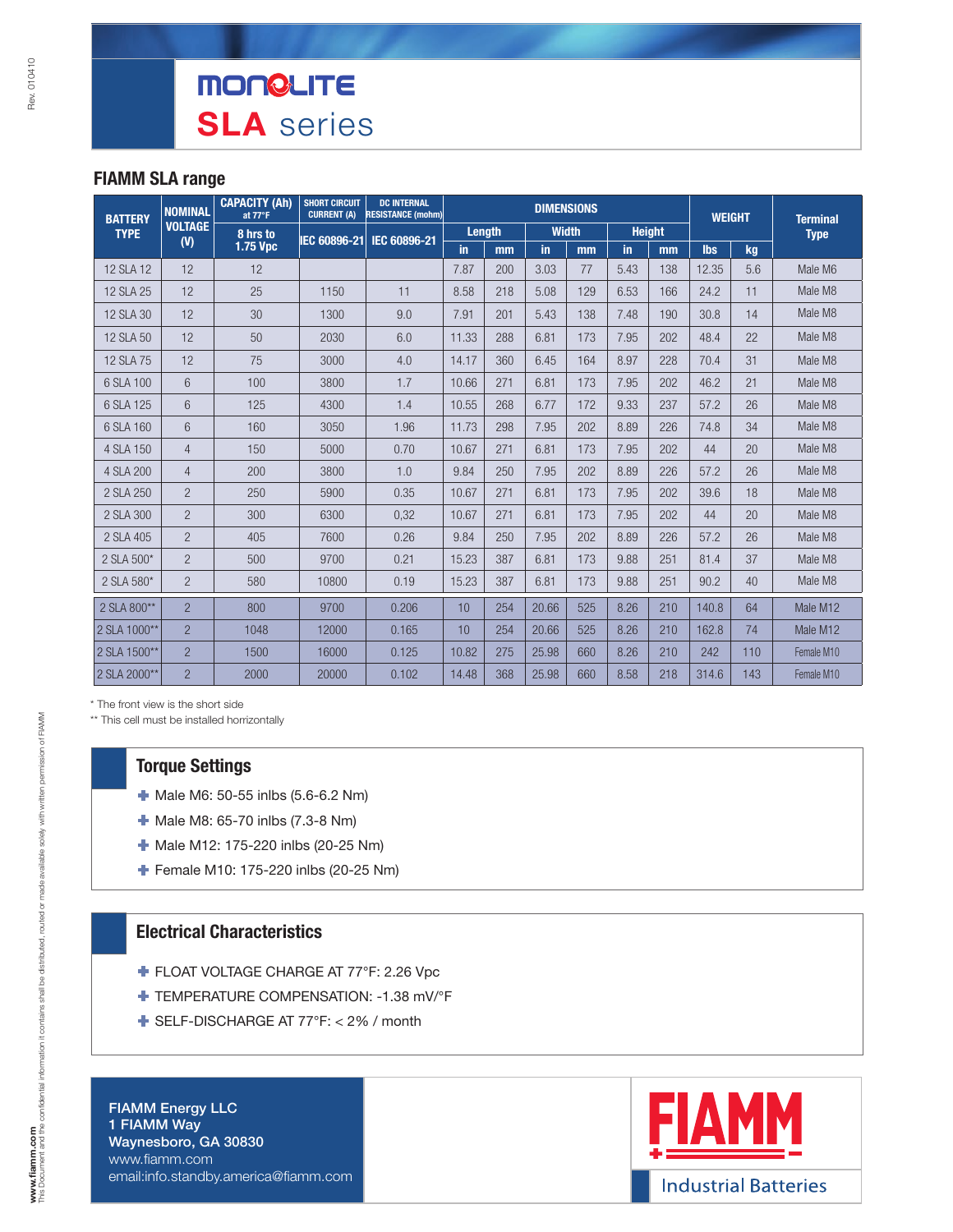# MONOLITE

## SLA series

### FIAMM SLA range

| BATTERY TYPE | NOMINAL VOLTAGE (V) | CAPACITY (Ah) at 77°F | SHORT CIRCUIT CURRENT (A) | DC INTERNAL RESISTANCE (mohm) | DIMENSIONS | | | | | | WEIGHT | | Terminal Type |
|---|---|---|---|---|---|---|---|---|---|---|---|---|---|
| | | 8 hrs to 1.75 Vpc | IEC 60896-21 | IEC 60896-21 | Length | | Width | | Height | | | | |
| | | | | | in | mm | in | mm | in | mm | lbs | kg | |
| 12 SLA 12 | 12 | 12 | | | 7.87 | 200 | 3.03 | 77 | 5.43 | 138 | 12.35 | 5.6 | Male M6 |
| 12 SLA 25 | 12 | 25 | 1150 | 11 | 8.58 | 218 | 5.08 | 129 | 6.53 | 166 | 24.2 | 11 | Male M8 |
| 12 SLA 30 | 12 | 30 | 1300 | 9.0 | 7.91 | 201 | 5.43 | 138 | 7.48 | 190 | 30.8 | 14 | Male M8 |
| 12 SLA 50 | 12 | 50 | 2030 | 6.0 | 11.33 | 288 | 6.81 | 173 | 7.95 | 202 | 48.4 | 22 | Male M8 |
| 12 SLA 75 | 12 | 75 | 3000 | 4.0 | 14.17 | 360 | 6.45 | 164 | 8.97 | 228 | 70.4 | 31 | Male M8 |
| 6 SLA 100 | 6 | 100 | 3800 | 1.7 | 10.66 | 271 | 6.81 | 173 | 7.95 | 202 | 46.2 | 21 | Male M8 |
| 6 SLA 125 | 6 | 125 | 4300 | 1.4 | 10.55 | 268 | 6.77 | 172 | 9.33 | 237 | 57.2 | 26 | Male M8 |
| 6 SLA 160 | 6 | 160 | 3050 | 1.96 | 11.73 | 298 | 7.95 | 202 | 8.89 | 226 | 74.8 | 34 | Male M8 |
| 4 SLA 150 | 4 | 150 | 5000 | 0.70 | 10.67 | 271 | 6.81 | 173 | 7.95 | 202 | 44 | 20 | Male M8 |
| 4 SLA 200 | 4 | 200 | 3800 | 1.0 | 9.84 | 250 | 7.95 | 202 | 8.89 | 226 | 57.2 | 26 | Male M8 |
| 2 SLA 250 | 2 | 250 | 5900 | 0.35 | 10.67 | 271 | 6.81 | 173 | 7.95 | 202 | 39.6 | 18 | Male M8 |
| 2 SLA 300 | 2 | 300 | 6300 | 0,32 | 10.67 | 271 | 6.81 | 173 | 7.95 | 202 | 44 | 20 | Male M8 |
| 2 SLA 405 | 2 | 405 | 7600 | 0.26 | 9.84 | 250 | 7.95 | 202 | 8.89 | 226 | 57.2 | 26 | Male M8 |
| 2 SLA 500* | 2 | 500 | 9700 | 0.21 | 15.23 | 387 | 6.81 | 173 | 9.88 | 251 | 81.4 | 37 | Male M8 |
| 2 SLA 580* | 2 | 580 | 10800 | 0.19 | 15.23 | 387 | 6.81 | 173 | 9.88 | 251 | 90.2 | 40 | Male M8 |
| 2 SLA 800** | 2 | 800 | 9700 | 0.206 | 10 | 254 | 20.66 | 525 | 8.26 | 210 | 140.8 | 64 | Male M12 |
| 2 SLA 1000** | 2 | 1048 | 12000 | 0.165 | 10 | 254 | 20.66 | 525 | 8.26 | 210 | 162.8 | 74 | Male M12 |
| 2 SLA 1500** | 2 | 1500 | 16000 | 0.125 | 10.82 | 275 | 25.98 | 660 | 8.26 | 210 | 242 | 110 | Female M10 |
| 2 SLA 2000** | 2 | 2000 | 20000 | 0.102 | 14.48 | 368 | 25.98 | 660 | 8.58 | 218 | 314.6 | 143 | Female M10 |

\* The front view is the short side

\*\* This cell must be installed horrizontally

### Torque Settings

- Male M6: 50-55 inlbs (5.6-6.2 Nm)
- Male M8: 65-70 inlbs (7.3-8 Nm)
- Male M12: 175-220 inlbs (20-25 Nm)
- Female M10: 175-220 inlbs (20-25 Nm)

### Electrical Characteristics

- FLOAT VOLTAGE CHARGE AT 77°F: 2.26 Vpc
- TEMPERATURE COMPENSATION: -1.38 mV/°F
- SELF-DISCHARGE AT 77°F: < 2% / month

**FIAMM Energy LLC**
**1 FIAMM Way**
**Waynesboro, GA 30830**
www.fiamm.com
email:info.standby.america@fiamm.com

FIAMM Industrial Batteries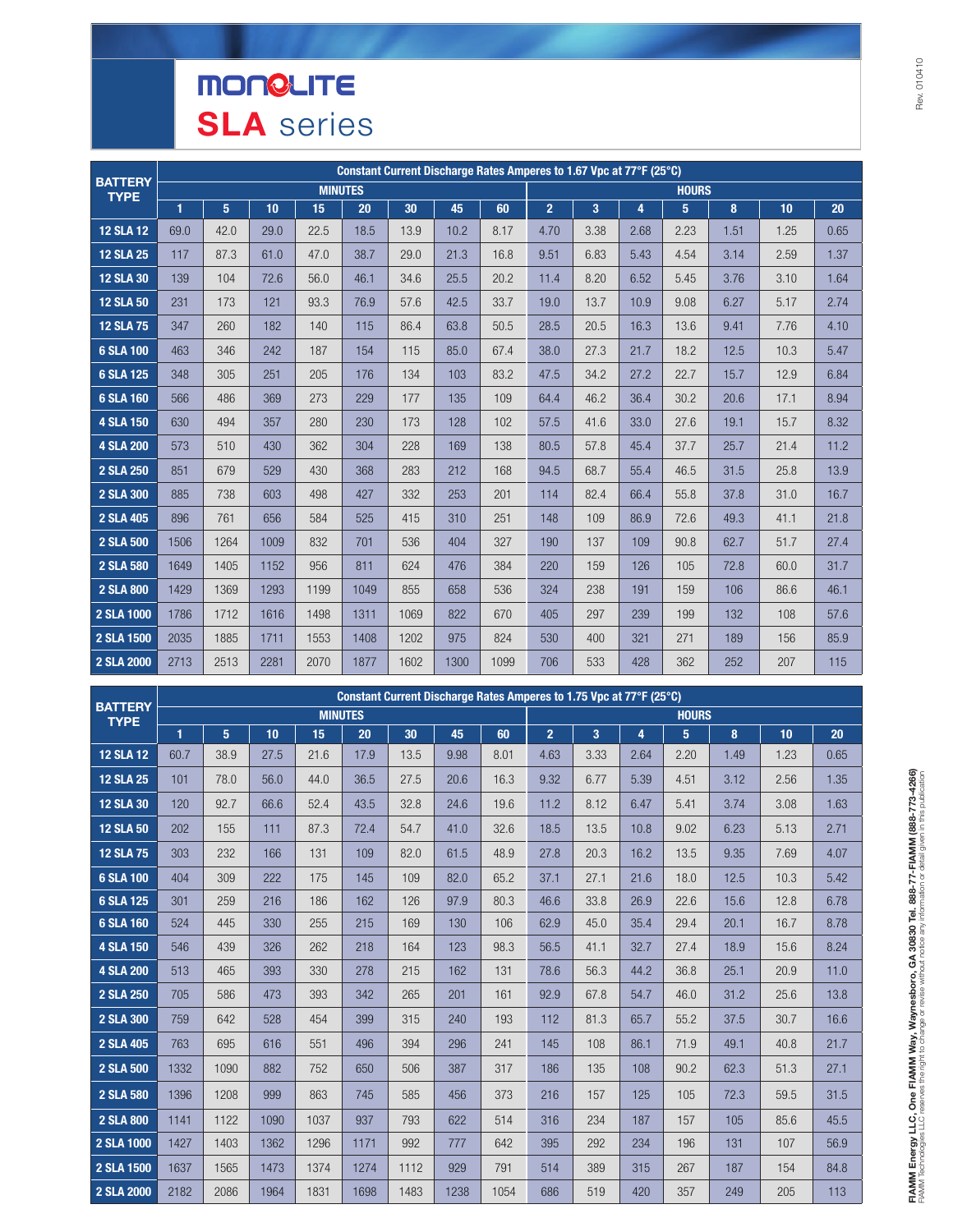# MONOLITE

## SLA series

| BATTERY TYPE | Constant Current Discharge Rates Amperes to 1.67 Vpc at 77°F (25°C) | | | | | | | | | | | | | | |
|---|---|---|---|---|---|---|---|---|---|---|---|---|---|---|---|
| | MINUTES | | | | | | | | HOURS | | | | | | |
| | 1 | 5 | 10 | 15 | 20 | 30 | 45 | 60 | 2 | 3 | 4 | 5 | 8 | 10 | 20 |
| 12 SLA 12 | 69.0 | 42.0 | 29.0 | 22.5 | 18.5 | 13.9 | 10.2 | 8.17 | 4.70 | 3.38 | 2.68 | 2.23 | 1.51 | 1.25 | 0.65 |
| 12 SLA 25 | 117 | 87.3 | 61.0 | 47.0 | 38.7 | 29.0 | 21.3 | 16.8 | 9.51 | 6.83 | 5.43 | 4.54 | 3.14 | 2.59 | 1.37 |
| 12 SLA 30 | 139 | 104 | 72.6 | 56.0 | 46.1 | 34.6 | 25.5 | 20.2 | 11.4 | 8.20 | 6.52 | 5.45 | 3.76 | 3.10 | 1.64 |
| 12 SLA 50 | 231 | 173 | 121 | 93.3 | 76.9 | 57.6 | 42.5 | 33.7 | 19.0 | 13.7 | 10.9 | 9.08 | 6.27 | 5.17 | 2.74 |
| 12 SLA 75 | 347 | 260 | 182 | 140 | 115 | 86.4 | 63.8 | 50.5 | 28.5 | 20.5 | 16.3 | 13.6 | 9.41 | 7.76 | 4.10 |
| 6 SLA 100 | 463 | 346 | 242 | 187 | 154 | 115 | 85.0 | 67.4 | 38.0 | 27.3 | 21.7 | 18.2 | 12.5 | 10.3 | 5.47 |
| 6 SLA 125 | 348 | 305 | 251 | 205 | 176 | 134 | 103 | 83.2 | 47.5 | 34.2 | 27.2 | 22.7 | 15.7 | 12.9 | 6.84 |
| 6 SLA 160 | 566 | 486 | 369 | 273 | 229 | 177 | 135 | 109 | 64.4 | 46.2 | 36.4 | 30.2 | 20.6 | 17.1 | 8.94 |
| 4 SLA 150 | 630 | 494 | 357 | 280 | 230 | 173 | 128 | 102 | 57.5 | 41.6 | 33.0 | 27.6 | 19.1 | 15.7 | 8.32 |
| 4 SLA 200 | 573 | 510 | 430 | 362 | 304 | 228 | 169 | 138 | 80.5 | 57.8 | 45.4 | 37.7 | 25.7 | 21.4 | 11.2 |
| 2 SLA 250 | 851 | 679 | 529 | 430 | 368 | 283 | 212 | 168 | 94.5 | 68.7 | 55.4 | 46.5 | 31.5 | 25.8 | 13.9 |
| 2 SLA 300 | 885 | 738 | 603 | 498 | 427 | 332 | 253 | 201 | 114 | 82.4 | 66.4 | 55.8 | 37.8 | 31.0 | 16.7 |
| 2 SLA 405 | 896 | 761 | 656 | 584 | 525 | 415 | 310 | 251 | 148 | 109 | 86.9 | 72.6 | 49.3 | 41.1 | 21.8 |
| 2 SLA 500 | 1506 | 1264 | 1009 | 832 | 701 | 536 | 404 | 327 | 190 | 137 | 109 | 90.8 | 62.7 | 51.7 | 27.4 |
| 2 SLA 580 | 1649 | 1405 | 1152 | 956 | 811 | 624 | 476 | 384 | 220 | 159 | 126 | 105 | 72.8 | 60.0 | 31.7 |
| 2 SLA 800 | 1429 | 1369 | 1293 | 1199 | 1049 | 855 | 658 | 536 | 324 | 238 | 191 | 159 | 106 | 86.6 | 46.1 |
| 2 SLA 1000 | 1786 | 1712 | 1616 | 1498 | 1311 | 1069 | 822 | 670 | 405 | 297 | 239 | 199 | 132 | 108 | 57.6 |
| 2 SLA 1500 | 2035 | 1885 | 1711 | 1553 | 1408 | 1202 | 975 | 824 | 530 | 400 | 321 | 271 | 189 | 156 | 85.9 |
| 2 SLA 2000 | 2713 | 2513 | 2281 | 2070 | 1877 | 1602 | 1300 | 1099 | 706 | 533 | 428 | 362 | 252 | 207 | 115 |

| BATTERY TYPE | Constant Current Discharge Rates Amperes to 1.75 Vpc at 77°F (25°C) | | | | | | | | | | | | | | |
|---|---|---|---|---|---|---|---|---|---|---|---|---|---|---|---|
| | MINUTES | | | | | | | | HOURS | | | | | | |
| | 1 | 5 | 10 | 15 | 20 | 30 | 45 | 60 | 2 | 3 | 4 | 5 | 8 | 10 | 20 |
| 12 SLA 12 | 60.7 | 38.9 | 27.5 | 21.6 | 17.9 | 13.5 | 9.98 | 8.01 | 4.63 | 3.33 | 2.64 | 2.20 | 1.49 | 1.23 | 0.65 |
| 12 SLA 25 | 101 | 78.0 | 56.0 | 44.0 | 36.5 | 27.5 | 20.6 | 16.3 | 9.32 | 6.77 | 5.39 | 4.51 | 3.12 | 2.56 | 1.35 |
| 12 SLA 30 | 120 | 92.7 | 66.6 | 52.4 | 43.5 | 32.8 | 24.6 | 19.6 | 11.2 | 8.12 | 6.47 | 5.41 | 3.74 | 3.08 | 1.63 |
| 12 SLA 50 | 202 | 155 | 111 | 87.3 | 72.4 | 54.7 | 41.0 | 32.6 | 18.5 | 13.5 | 10.8 | 9.02 | 6.23 | 5.13 | 2.71 |
| 12 SLA 75 | 303 | 232 | 166 | 131 | 109 | 82.0 | 61.5 | 48.9 | 27.8 | 20.3 | 16.2 | 13.5 | 9.35 | 7.69 | 4.07 |
| 6 SLA 100 | 404 | 309 | 222 | 175 | 145 | 109 | 82.0 | 65.2 | 37.1 | 27.1 | 21.6 | 18.0 | 12.5 | 10.3 | 5.42 |
| 6 SLA 125 | 301 | 259 | 216 | 186 | 162 | 126 | 97.9 | 80.3 | 46.6 | 33.8 | 26.9 | 22.6 | 15.6 | 12.8 | 6.78 |
| 6 SLA 160 | 524 | 445 | 330 | 255 | 215 | 169 | 130 | 106 | 62.9 | 45.0 | 35.4 | 29.4 | 20.1 | 16.7 | 8.78 |
| 4 SLA 150 | 546 | 439 | 326 | 262 | 218 | 164 | 123 | 98.3 | 56.5 | 41.1 | 32.7 | 27.4 | 18.9 | 15.6 | 8.24 |
| 4 SLA 200 | 513 | 465 | 393 | 330 | 278 | 215 | 162 | 131 | 78.6 | 56.3 | 44.2 | 36.8 | 25.1 | 20.9 | 11.0 |
| 2 SLA 250 | 705 | 586 | 473 | 393 | 342 | 265 | 201 | 161 | 92.9 | 67.8 | 54.7 | 46.0 | 31.2 | 25.6 | 13.8 |
| 2 SLA 300 | 759 | 642 | 528 | 454 | 399 | 315 | 240 | 193 | 112 | 81.3 | 65.7 | 55.2 | 37.5 | 30.7 | 16.6 |
| 2 SLA 405 | 763 | 695 | 616 | 551 | 496 | 394 | 296 | 241 | 145 | 108 | 86.1 | 71.9 | 49.1 | 40.8 | 21.7 |
| 2 SLA 500 | 1332 | 1090 | 882 | 752 | 650 | 506 | 387 | 317 | 186 | 135 | 108 | 90.2 | 62.3 | 51.3 | 27.1 |
| 2 SLA 580 | 1396 | 1208 | 999 | 863 | 745 | 585 | 456 | 373 | 216 | 157 | 125 | 105 | 72.3 | 59.5 | 31.5 |
| 2 SLA 800 | 1141 | 1122 | 1090 | 1037 | 937 | 793 | 622 | 514 | 316 | 234 | 187 | 157 | 105 | 85.6 | 45.5 |
| 2 SLA 1000 | 1427 | 1403 | 1362 | 1296 | 1171 | 992 | 777 | 642 | 395 | 292 | 234 | 196 | 131 | 107 | 56.9 |
| 2 SLA 1500 | 1637 | 1565 | 1473 | 1374 | 1274 | 1112 | 929 | 791 | 514 | 389 | 315 | 267 | 187 | 154 | 84.8 |
| 2 SLA 2000 | 2182 | 2086 | 1964 | 1831 | 1698 | 1483 | 1238 | 1054 | 686 | 519 | 420 | 357 | 249 | 205 | 113 |

Rev. 010410

**FIAMM Energy LLC, One FIAMM Way, Waynesboro, GA 30830 Tel. 888-77-FIAMM (888-773-4266)**
FIAMM Technologies LLC reserves the right to change or revise without notice any information or detail given in this publication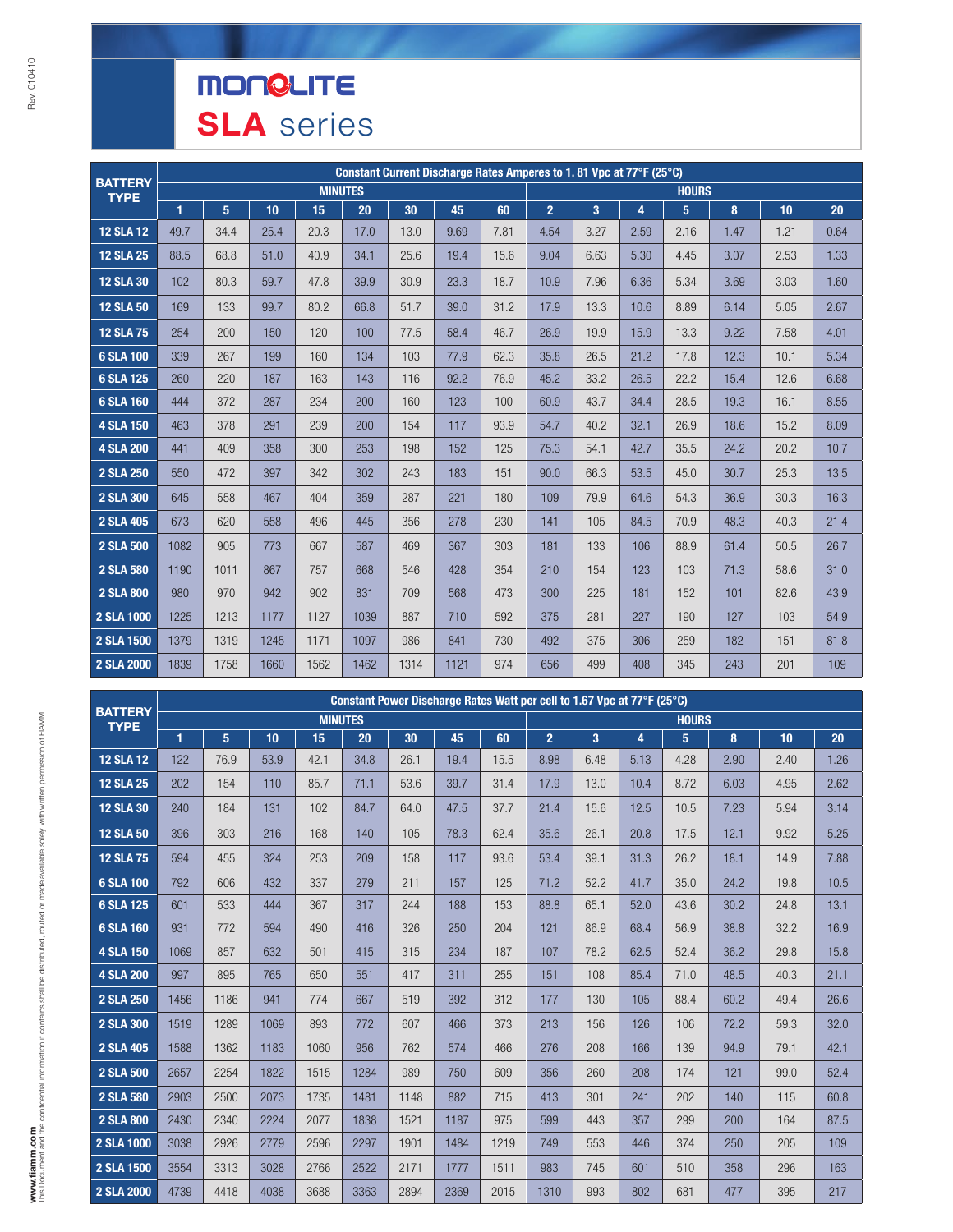# MONOLITE

## SLA series

| BATTERY TYPE | Constant Current Discharge Rates Amperes to 1. 81 Vpc at 77°F (25°C) | | | | | | | | | | | | | | |
|---|---|---|---|---|---|---|---|---|---|---|---|---|---|---|---|
| | MINUTES | | | | | | | | HOURS | | | | | | |
| | 1 | 5 | 10 | 15 | 20 | 30 | 45 | 60 | 2 | 3 | 4 | 5 | 8 | 10 | 20 |
| 12 SLA 12 | 49.7 | 34.4 | 25.4 | 20.3 | 17.0 | 13.0 | 9.69 | 7.81 | 4.54 | 3.27 | 2.59 | 2.16 | 1.47 | 1.21 | 0.64 |
| 12 SLA 25 | 88.5 | 68.8 | 51.0 | 40.9 | 34.1 | 25.6 | 19.4 | 15.6 | 9.04 | 6.63 | 5.30 | 4.45 | 3.07 | 2.53 | 1.33 |
| 12 SLA 30 | 102 | 80.3 | 59.7 | 47.8 | 39.9 | 30.9 | 23.3 | 18.7 | 10.9 | 7.96 | 6.36 | 5.34 | 3.69 | 3.03 | 1.60 |
| 12 SLA 50 | 169 | 133 | 99.7 | 80.2 | 66.8 | 51.7 | 39.0 | 31.2 | 17.9 | 13.3 | 10.6 | 8.89 | 6.14 | 5.05 | 2.67 |
| 12 SLA 75 | 254 | 200 | 150 | 120 | 100 | 77.5 | 58.4 | 46.7 | 26.9 | 19.9 | 15.9 | 13.3 | 9.22 | 7.58 | 4.01 |
| 6 SLA 100 | 339 | 267 | 199 | 160 | 134 | 103 | 77.9 | 62.3 | 35.8 | 26.5 | 21.2 | 17.8 | 12.3 | 10.1 | 5.34 |
| 6 SLA 125 | 260 | 220 | 187 | 163 | 143 | 116 | 92.2 | 76.9 | 45.2 | 33.2 | 26.5 | 22.2 | 15.4 | 12.6 | 6.68 |
| 6 SLA 160 | 444 | 372 | 287 | 234 | 200 | 160 | 123 | 100 | 60.9 | 43.7 | 34.4 | 28.5 | 19.3 | 16.1 | 8.55 |
| 4 SLA 150 | 463 | 378 | 291 | 239 | 200 | 154 | 117 | 93.9 | 54.7 | 40.2 | 32.1 | 26.9 | 18.6 | 15.2 | 8.09 |
| 4 SLA 200 | 441 | 409 | 358 | 300 | 253 | 198 | 152 | 125 | 75.3 | 54.1 | 42.7 | 35.5 | 24.2 | 20.2 | 10.7 |
| 2 SLA 250 | 550 | 472 | 397 | 342 | 302 | 243 | 183 | 151 | 90.0 | 66.3 | 53.5 | 45.0 | 30.7 | 25.3 | 13.5 |
| 2 SLA 300 | 645 | 558 | 467 | 404 | 359 | 287 | 221 | 180 | 109 | 79.9 | 64.6 | 54.3 | 36.9 | 30.3 | 16.3 |
| 2 SLA 405 | 673 | 620 | 558 | 496 | 445 | 356 | 278 | 230 | 141 | 105 | 84.5 | 70.9 | 48.3 | 40.3 | 21.4 |
| 2 SLA 500 | 1082 | 905 | 773 | 667 | 587 | 469 | 367 | 303 | 181 | 133 | 106 | 88.9 | 61.4 | 50.5 | 26.7 |
| 2 SLA 580 | 1190 | 1011 | 867 | 757 | 668 | 546 | 428 | 354 | 210 | 154 | 123 | 103 | 71.3 | 58.6 | 31.0 |
| 2 SLA 800 | 980 | 970 | 942 | 902 | 831 | 709 | 568 | 473 | 300 | 225 | 181 | 152 | 101 | 82.6 | 43.9 |
| 2 SLA 1000 | 1225 | 1213 | 1177 | 1127 | 1039 | 887 | 710 | 592 | 375 | 281 | 227 | 190 | 127 | 103 | 54.9 |
| 2 SLA 1500 | 1379 | 1319 | 1245 | 1171 | 1097 | 986 | 841 | 730 | 492 | 375 | 306 | 259 | 182 | 151 | 81.8 |
| 2 SLA 2000 | 1839 | 1758 | 1660 | 1562 | 1462 | 1314 | 1121 | 974 | 656 | 499 | 408 | 345 | 243 | 201 | 109 |

| BATTERY TYPE | Constant Power Discharge Rates Watt per cell to 1.67 Vpc at 77°F (25°C) | | | | | | | | | | | | | | |
|---|---|---|---|---|---|---|---|---|---|---|---|---|---|---|---|
| | MINUTES | | | | | | | | HOURS | | | | | | |
| | 1 | 5 | 10 | 15 | 20 | 30 | 45 | 60 | 2 | 3 | 4 | 5 | 8 | 10 | 20 |
| 12 SLA 12 | 122 | 76.9 | 53.9 | 42.1 | 34.8 | 26.1 | 19.4 | 15.5 | 8.98 | 6.48 | 5.13 | 4.28 | 2.90 | 2.40 | 1.26 |
| 12 SLA 25 | 202 | 154 | 110 | 85.7 | 71.1 | 53.6 | 39.7 | 31.4 | 17.9 | 13.0 | 10.4 | 8.72 | 6.03 | 4.95 | 2.62 |
| 12 SLA 30 | 240 | 184 | 131 | 102 | 84.7 | 64.0 | 47.5 | 37.7 | 21.4 | 15.6 | 12.5 | 10.5 | 7.23 | 5.94 | 3.14 |
| 12 SLA 50 | 396 | 303 | 216 | 168 | 140 | 105 | 78.3 | 62.4 | 35.6 | 26.1 | 20.8 | 17.5 | 12.1 | 9.92 | 5.25 |
| 12 SLA 75 | 594 | 455 | 324 | 253 | 209 | 158 | 117 | 93.6 | 53.4 | 39.1 | 31.3 | 26.2 | 18.1 | 14.9 | 7.88 |
| 6 SLA 100 | 792 | 606 | 432 | 337 | 279 | 211 | 157 | 125 | 71.2 | 52.2 | 41.7 | 35.0 | 24.2 | 19.8 | 10.5 |
| 6 SLA 125 | 601 | 533 | 444 | 367 | 317 | 244 | 188 | 153 | 88.8 | 65.1 | 52.0 | 43.6 | 30.2 | 24.8 | 13.1 |
| 6 SLA 160 | 931 | 772 | 594 | 490 | 416 | 326 | 250 | 204 | 121 | 86.9 | 68.4 | 56.9 | 38.8 | 32.2 | 16.9 |
| 4 SLA 150 | 1069 | 857 | 632 | 501 | 415 | 315 | 234 | 187 | 107 | 78.2 | 62.5 | 52.4 | 36.2 | 29.8 | 15.8 |
| 4 SLA 200 | 997 | 895 | 765 | 650 | 551 | 417 | 311 | 255 | 151 | 108 | 85.4 | 71.0 | 48.5 | 40.3 | 21.1 |
| 2 SLA 250 | 1456 | 1186 | 941 | 774 | 667 | 519 | 392 | 312 | 177 | 130 | 105 | 88.4 | 60.2 | 49.4 | 26.6 |
| 2 SLA 300 | 1519 | 1289 | 1069 | 893 | 772 | 607 | 466 | 373 | 213 | 156 | 126 | 106 | 72.2 | 59.3 | 32.0 |
| 2 SLA 405 | 1588 | 1362 | 1183 | 1060 | 956 | 762 | 574 | 466 | 276 | 208 | 166 | 139 | 94.9 | 79.1 | 42.1 |
| 2 SLA 500 | 2657 | 2254 | 1822 | 1515 | 1284 | 989 | 750 | 609 | 356 | 260 | 208 | 174 | 121 | 99.0 | 52.4 |
| 2 SLA 580 | 2903 | 2500 | 2073 | 1735 | 1481 | 1148 | 882 | 715 | 413 | 301 | 241 | 202 | 140 | 115 | 60.8 |
| 2 SLA 800 | 2430 | 2340 | 2224 | 2077 | 1838 | 1521 | 1187 | 975 | 599 | 443 | 357 | 299 | 200 | 164 | 87.5 |
| 2 SLA 1000 | 3038 | 2926 | 2779 | 2596 | 2297 | 1901 | 1484 | 1219 | 749 | 553 | 446 | 374 | 250 | 205 | 109 |
| 2 SLA 1500 | 3554 | 3313 | 3028 | 2766 | 2522 | 2171 | 1777 | 1511 | 983 | 745 | 601 | 510 | 358 | 296 | 163 |
| 2 SLA 2000 | 4739 | 4418 | 4038 | 3688 | 3363 | 2894 | 2369 | 2015 | 1310 | 993 | 802 | 681 | 477 | 395 | 217 |

Rev. 010410

**www.fiamm.com**
This Document and the confidential information it contains shall be distributed, routed or made available solely with written permission of FIAMM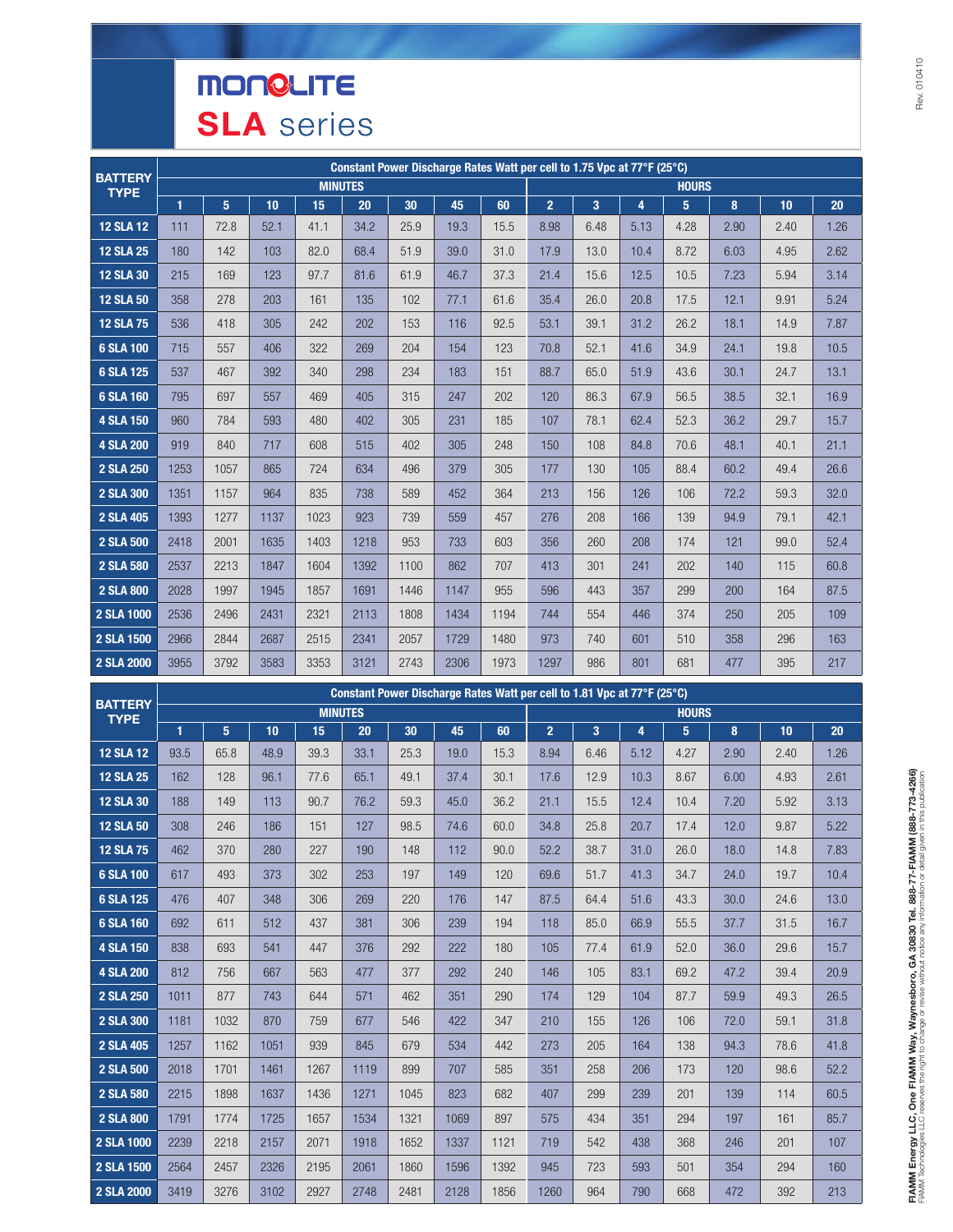# MONOLITE

## SLA series

| BATTERY TYPE | Constant Power Discharge Rates Watt per cell to 1.75 Vpc at 77°F (25°C) | | | | | | | | | | | | | | |
|---|---|---|---|---|---|---|---|---|---|---|---|---|---|---|---|
| | MINUTES | | | | | | | | HOURS | | | | | | |
| | 1 | 5 | 10 | 15 | 20 | 30 | 45 | 60 | 2 | 3 | 4 | 5 | 8 | 10 | 20 |
| 12 SLA 12 | 111 | 72.8 | 52.1 | 41.1 | 34.2 | 25.9 | 19.3 | 15.5 | 8.98 | 6.48 | 5.13 | 4.28 | 2.90 | 2.40 | 1.26 |
| 12 SLA 25 | 180 | 142 | 103 | 82.0 | 68.4 | 51.9 | 39.0 | 31.0 | 17.9 | 13.0 | 10.4 | 8.72 | 6.03 | 4.95 | 2.62 |
| 12 SLA 30 | 215 | 169 | 123 | 97.7 | 81.6 | 61.9 | 46.7 | 37.3 | 21.4 | 15.6 | 12.5 | 10.5 | 7.23 | 5.94 | 3.14 |
| 12 SLA 50 | 358 | 278 | 203 | 161 | 135 | 102 | 77.1 | 61.6 | 35.4 | 26.0 | 20.8 | 17.5 | 12.1 | 9.91 | 5.24 |
| 12 SLA 75 | 536 | 418 | 305 | 242 | 202 | 153 | 116 | 92.5 | 53.1 | 39.1 | 31.2 | 26.2 | 18.1 | 14.9 | 7.87 |
| 6 SLA 100 | 715 | 557 | 406 | 322 | 269 | 204 | 154 | 123 | 70.8 | 52.1 | 41.6 | 34.9 | 24.1 | 19.8 | 10.5 |
| 6 SLA 125 | 537 | 467 | 392 | 340 | 298 | 234 | 183 | 151 | 88.7 | 65.0 | 51.9 | 43.6 | 30.1 | 24.7 | 13.1 |
| 6 SLA 160 | 795 | 697 | 557 | 469 | 405 | 315 | 247 | 202 | 120 | 86.3 | 67.9 | 56.5 | 38.5 | 32.1 | 16.9 |
| 4 SLA 150 | 960 | 784 | 593 | 480 | 402 | 305 | 231 | 185 | 107 | 78.1 | 62.4 | 52.3 | 36.2 | 29.7 | 15.7 |
| 4 SLA 200 | 919 | 840 | 717 | 608 | 515 | 402 | 305 | 248 | 150 | 108 | 84.8 | 70.6 | 48.1 | 40.1 | 21.1 |
| 2 SLA 250 | 1253 | 1057 | 865 | 724 | 634 | 496 | 379 | 305 | 177 | 130 | 105 | 88.4 | 60.2 | 49.4 | 26.6 |
| 2 SLA 300 | 1351 | 1157 | 964 | 835 | 738 | 589 | 452 | 364 | 213 | 156 | 126 | 106 | 72.2 | 59.3 | 32.0 |
| 2 SLA 405 | 1393 | 1277 | 1137 | 1023 | 923 | 739 | 559 | 457 | 276 | 208 | 166 | 139 | 94.9 | 79.1 | 42.1 |
| 2 SLA 500 | 2418 | 2001 | 1635 | 1403 | 1218 | 953 | 733 | 603 | 356 | 260 | 208 | 174 | 121 | 99.0 | 52.4 |
| 2 SLA 580 | 2537 | 2213 | 1847 | 1604 | 1392 | 1100 | 862 | 707 | 413 | 301 | 241 | 202 | 140 | 115 | 60.8 |
| 2 SLA 800 | 2028 | 1997 | 1945 | 1857 | 1691 | 1446 | 1147 | 955 | 596 | 443 | 357 | 299 | 200 | 164 | 87.5 |
| 2 SLA 1000 | 2536 | 2496 | 2431 | 2321 | 2113 | 1808 | 1434 | 1194 | 744 | 554 | 446 | 374 | 250 | 205 | 109 |
| 2 SLA 1500 | 2966 | 2844 | 2687 | 2515 | 2341 | 2057 | 1729 | 1480 | 973 | 740 | 601 | 510 | 358 | 296 | 163 |
| 2 SLA 2000 | 3955 | 3792 | 3583 | 3353 | 3121 | 2743 | 2306 | 1973 | 1297 | 986 | 801 | 681 | 477 | 395 | 217 |

| BATTERY TYPE | Constant Power Discharge Rates Watt per cell to 1.81 Vpc at 77°F (25°C) | | | | | | | | | | | | | | |
|---|---|---|---|---|---|---|---|---|---|---|---|---|---|---|---|
| | MINUTES | | | | | | | | HOURS | | | | | | |
| | 1 | 5 | 10 | 15 | 20 | 30 | 45 | 60 | 2 | 3 | 4 | 5 | 8 | 10 | 20 |
| 12 SLA 12 | 93.5 | 65.8 | 48.9 | 39.3 | 33.1 | 25.3 | 19.0 | 15.3 | 8.94 | 6.46 | 5.12 | 4.27 | 2.90 | 2.40 | 1.26 |
| 12 SLA 25 | 162 | 128 | 96.1 | 77.6 | 65.1 | 49.1 | 37.4 | 30.1 | 17.6 | 12.9 | 10.3 | 8.67 | 6.00 | 4.93 | 2.61 |
| 12 SLA 30 | 188 | 149 | 113 | 90.7 | 76.2 | 59.3 | 45.0 | 36.2 | 21.1 | 15.5 | 12.4 | 10.4 | 7.20 | 5.92 | 3.13 |
| 12 SLA 50 | 308 | 246 | 186 | 151 | 127 | 98.5 | 74.6 | 60.0 | 34.8 | 25.8 | 20.7 | 17.4 | 12.0 | 9.87 | 5.22 |
| 12 SLA 75 | 462 | 370 | 280 | 227 | 190 | 148 | 112 | 90.0 | 52.2 | 38.7 | 31.0 | 26.0 | 18.0 | 14.8 | 7.83 |
| 6 SLA 100 | 617 | 493 | 373 | 302 | 253 | 197 | 149 | 120 | 69.6 | 51.7 | 41.3 | 34.7 | 24.0 | 19.7 | 10.4 |
| 6 SLA 125 | 476 | 407 | 348 | 306 | 269 | 220 | 176 | 147 | 87.5 | 64.4 | 51.6 | 43.3 | 30.0 | 24.6 | 13.0 |
| 6 SLA 160 | 692 | 611 | 512 | 437 | 381 | 306 | 239 | 194 | 118 | 85.0 | 66.9 | 55.5 | 37.7 | 31.5 | 16.7 |
| 4 SLA 150 | 838 | 693 | 541 | 447 | 376 | 292 | 222 | 180 | 105 | 77.4 | 61.9 | 52.0 | 36.0 | 29.6 | 15.7 |
| 4 SLA 200 | 812 | 756 | 667 | 563 | 477 | 377 | 292 | 240 | 146 | 105 | 83.1 | 69.2 | 47.2 | 39.4 | 20.9 |
| 2 SLA 250 | 1011 | 877 | 743 | 644 | 571 | 462 | 351 | 290 | 174 | 129 | 104 | 87.7 | 59.9 | 49.3 | 26.5 |
| 2 SLA 300 | 1181 | 1032 | 870 | 759 | 677 | 546 | 422 | 347 | 210 | 155 | 126 | 106 | 72.0 | 59.1 | 31.8 |
| 2 SLA 405 | 1257 | 1162 | 1051 | 939 | 845 | 679 | 534 | 442 | 273 | 205 | 164 | 138 | 94.3 | 78.6 | 41.8 |
| 2 SLA 500 | 2018 | 1701 | 1461 | 1267 | 1119 | 899 | 707 | 585 | 351 | 258 | 206 | 173 | 120 | 98.6 | 52.2 |
| 2 SLA 580 | 2215 | 1898 | 1637 | 1436 | 1271 | 1045 | 823 | 682 | 407 | 299 | 239 | 201 | 139 | 114 | 60.5 |
| 2 SLA 800 | 1791 | 1774 | 1725 | 1657 | 1534 | 1321 | 1069 | 897 | 575 | 434 | 351 | 294 | 197 | 161 | 85.7 |
| 2 SLA 1000 | 2239 | 2218 | 2157 | 2071 | 1918 | 1652 | 1337 | 1121 | 719 | 542 | 438 | 368 | 246 | 201 | 107 |
| 2 SLA 1500 | 2564 | 2457 | 2326 | 2195 | 2061 | 1860 | 1596 | 1392 | 945 | 723 | 593 | 501 | 354 | 294 | 160 |
| 2 SLA 2000 | 3419 | 3276 | 3102 | 2927 | 2748 | 2481 | 2128 | 1856 | 1260 | 964 | 790 | 668 | 472 | 392 | 213 |

Rev. 010410

**FIAMM Energy LLC, One FIAMM Way, Waynesboro, GA 30830 Tel. 888-77-FIAMM (888-773-4266)**
FIAMM Technologies LLC reserves the right to change or revise without notice any information or detail given in this publication